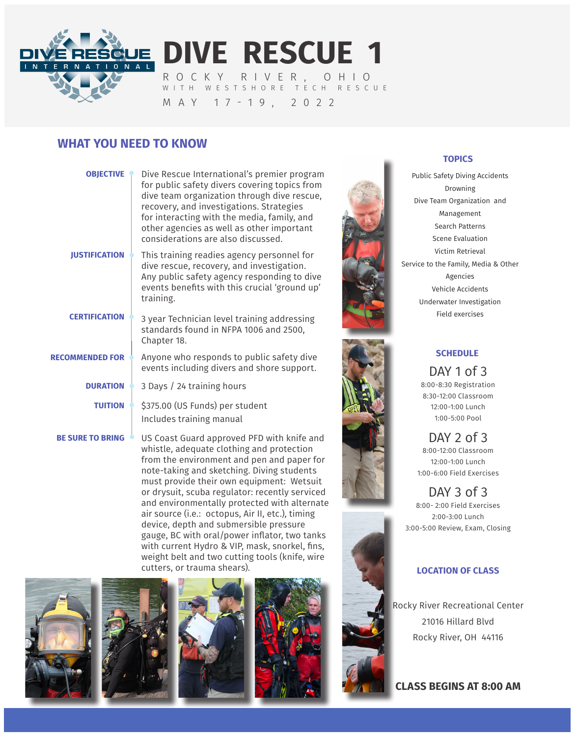# DIVE RESCUE 1

ROCKY RIVER, OHIO

WITH WESTSHORE TECH RESCUE

MAY 17-19, 2022

## WHAT YOU NEED TO KNOW

**OBJECTIVE**

Dive Rescue International's premier program for public safety divers covering topics from dive team organization through dive rescue, recovery, and investigations. Strategies for interacting with the media, family, and other agencies as well as other important considerations are also discussed.

**JUSTIFICATION**

This training readies agency personnel for dive rescue, recovery, and investigation. Any public safety agency responding to dive events benefits with this crucial 'ground up' training.

**CERTIFICATION**

3 year Technician level training addressing standards found in NFPA 1006 and 2500, Chapter 18.

**RECOMMENDED FOR**

Anyone who responds to public safety dive events including divers and shore support.

**DURATION**

3 Days / 24 training hours

**TUITION**

$375.00 (US Funds) per student
Includes training manual

**BE SURE TO BRING**

US Coast Guard approved PFD with knife and whistle, adequate clothing and protection from the environment and pen and paper for note-taking and sketching. Diving students must provide their own equipment: Wetsuit or drysuit, scuba regulator: recently serviced and environmentally protected with alternate air source (i.e.: octopus, Air II, etc.), timing device, depth and submersible pressure gauge, BC with oral/power inflator, two tanks with current Hydro & VIP, mask, snorkel, fins, weight belt and two cutting tools (knife, wire cutters, or trauma shears).

### TOPICS

Public Safety Diving Accidents
Drowning
Dive Team Organization and Management
Search Patterns
Scene Evaluation
Victim Retrieval
Service to the Family, Media & Other Agencies
Vehicle Accidents
Underwater Investigation
Field exercises

### SCHEDULE

**DAY 1 of 3**

8:00-8:30 Registration
8:30-12:00 Classroom
12:00-1:00 Lunch
1:00-5:00 Pool

**DAY 2 of 3**

8:00-12:00 Classroom
12:00-1:00 Lunch
1:00-6:00 Field Exercises

**DAY 3 of 3**

8:00- 2:00 Field Exercises
2:00-3:00 Lunch
3:00-5:00 Review, Exam, Closing

### LOCATION OF CLASS

Rocky River Recreational Center
21016 Hillard Blvd
Rocky River, OH 44116

**CLASS BEGINS AT 8:00 AM**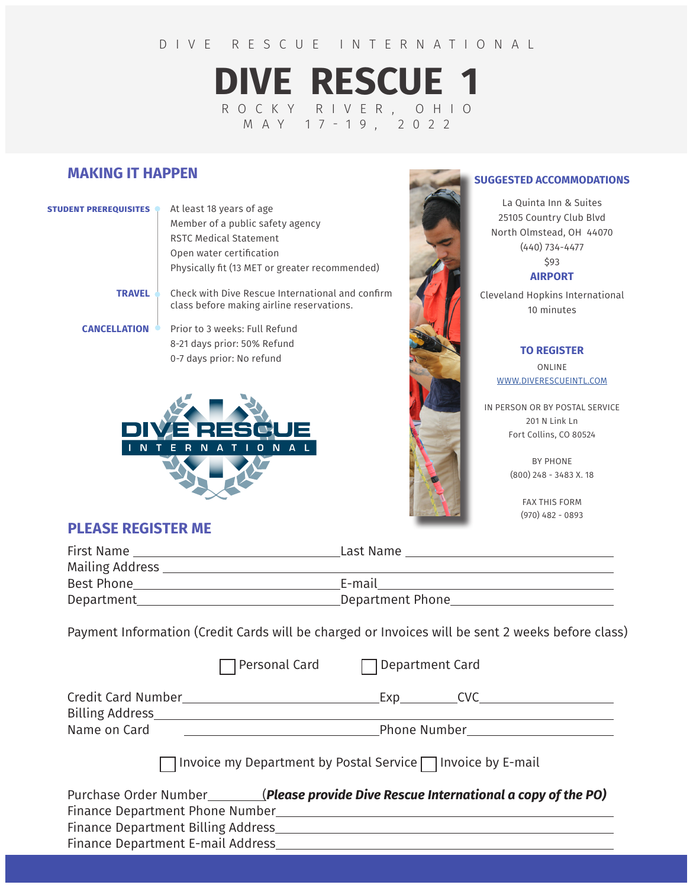DIVE RESCUE INTERNATIONAL

# DIVE RESCUE 1

ROCKY RIVER, OHIO
MAY 17-19, 2022

## MAKING IT HAPPEN

**STUDENT PREREQUISITES**
- At least 18 years of age
- Member of a public safety agency
- RSTC Medical Statement
- Open water certification
- Physically fit (13 MET or greater recommended)

**TRAVEL**
Check with Dive Rescue International and confirm class before making airline reservations.

**CANCELLATION**
- Prior to 3 weeks: Full Refund
- 8-21 days prior: 50% Refund
- 0-7 days prior: No refund

DIVE RESCUE INTERNATIONAL

## SUGGESTED ACCOMMODATIONS

La Quinta Inn & Suites
25105 Country Club Blvd
North Olmstead, OH 44070
(440) 734-4477
$93

### AIRPORT

Cleveland Hopkins International
10 minutes

### TO REGISTER

ONLINE
WWW.DIVERESCUEINTL.COM

IN PERSON OR BY POSTAL SERVICE
201 N Link Ln
Fort Collins, CO 80524

BY PHONE
(800) 248 - 3483 X. 18

FAX THIS FORM
(970) 482 - 0893

## PLEASE REGISTER ME

First Name ______________________ Last Name ______________________
Mailing Address ______________________________________________
Best Phone ______________________ E-mail ______________________
Department ______________________ Department Phone ______________________

Payment Information (Credit Cards will be charged or Invoices will be sent 2 weeks before class)

☐ Personal Card ☐ Department Card

Credit Card Number ______________________ Exp ________ CVC ____________
Billing Address ______________________________________________
Name on Card ______________________ Phone Number ______________________

☐ Invoice my Department by Postal Service ☐ Invoice by E-mail

Purchase Order Number ________ ***(Please provide Dive Rescue International a copy of the PO)***
Finance Department Phone Number ______________________________
Finance Department Billing Address ______________________________
Finance Department E-mail Address ______________________________